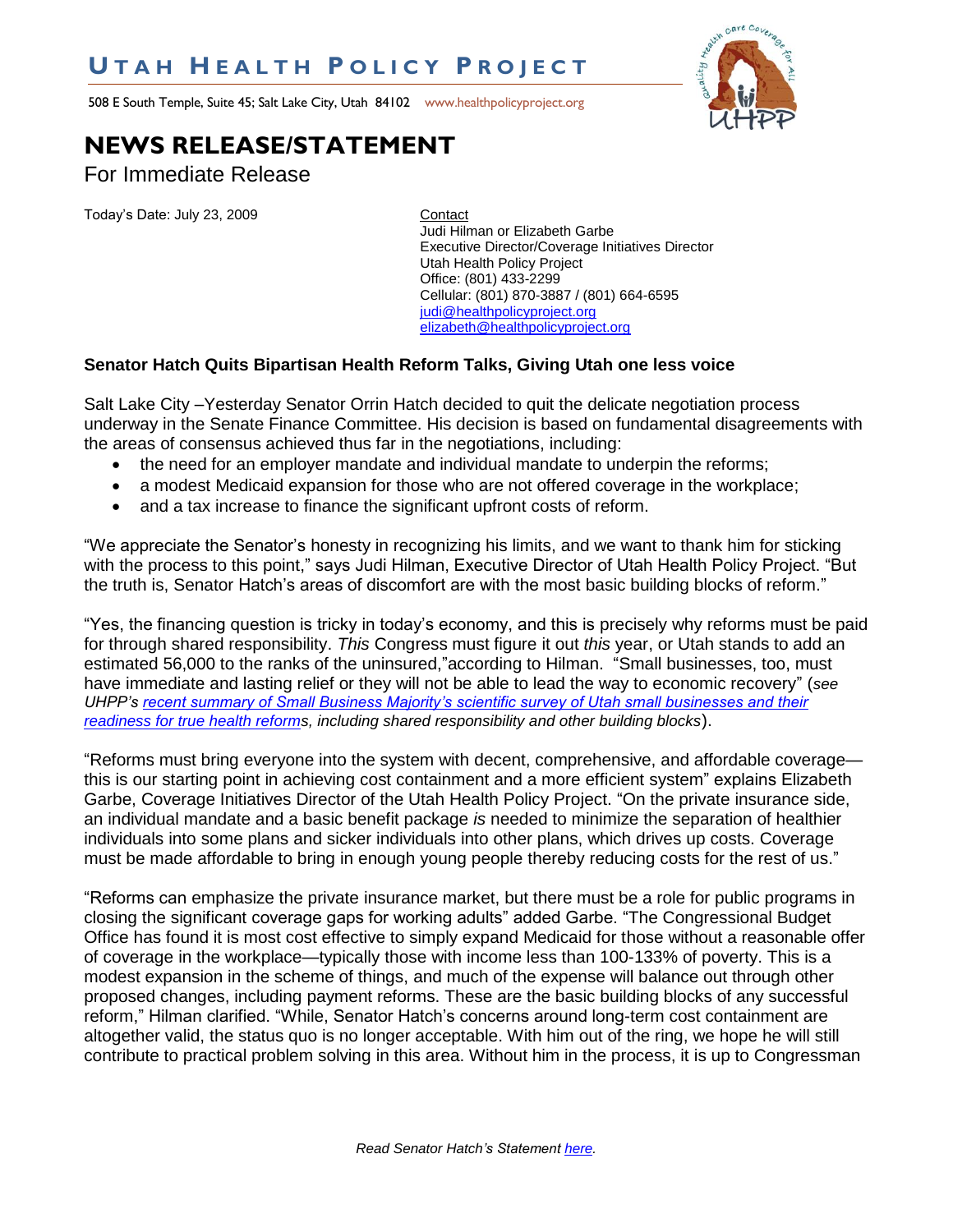# UTAH HEALTH POLICY PROJECT

508 E South Temple, Suite 45; Salt Lake City, Utah 84102 www.healthpolicyproject.org

## NEWS RELEASE/STATEMENT

For Immediate Release

Today's Date: July 23, 2009

Contact
Judi Hilman or Elizabeth Garbe
Executive Director/Coverage Initiatives Director
Utah Health Policy Project
Office: (801) 433-2299
Cellular: (801) 870-3887 / (801) 664-6595
judi@healthpolicyproject.org
elizabeth@healthpolicyproject.org

**Senator Hatch Quits Bipartisan Health Reform Talks, Giving Utah one less voice**

Salt Lake City –Yesterday Senator Orrin Hatch decided to quit the delicate negotiation process underway in the Senate Finance Committee. His decision is based on fundamental disagreements with the areas of consensus achieved thus far in the negotiations, including:

- the need for an employer mandate and individual mandate to underpin the reforms;
- a modest Medicaid expansion for those who are not offered coverage in the workplace;
- and a tax increase to finance the significant upfront costs of reform.

"We appreciate the Senator's honesty in recognizing his limits, and we want to thank him for sticking with the process to this point," says Judi Hilman, Executive Director of Utah Health Policy Project. "But the truth is, Senator Hatch's areas of discomfort are with the most basic building blocks of reform."

"Yes, the financing question is tricky in today's economy, and this is precisely why reforms must be paid for through shared responsibility. *This* Congress must figure it out *this* year, or Utah stands to add an estimated 56,000 to the ranks of the uninsured,"according to Hilman. "Small businesses, too, must have immediate and lasting relief or they will not be able to lead the way to economic recovery" (*see UHPP's recent summary of Small Business Majority's scientific survey of Utah small businesses and their readiness for true health reforms, including shared responsibility and other building blocks*).

"Reforms must bring everyone into the system with decent, comprehensive, and affordable coverage—this is our starting point in achieving cost containment and a more efficient system" explains Elizabeth Garbe, Coverage Initiatives Director of the Utah Health Policy Project. "On the private insurance side, an individual mandate and a basic benefit package *is* needed to minimize the separation of healthier individuals into some plans and sicker individuals into other plans, which drives up costs. Coverage must be made affordable to bring in enough young people thereby reducing costs for the rest of us."

"Reforms can emphasize the private insurance market, but there must be a role for public programs in closing the significant coverage gaps for working adults" added Garbe. "The Congressional Budget Office has found it is most cost effective to simply expand Medicaid for those without a reasonable offer of coverage in the workplace—typically those with income less than 100-133% of poverty. This is a modest expansion in the scheme of things, and much of the expense will balance out through other proposed changes, including payment reforms. These are the basic building blocks of any successful reform," Hilman clarified. "While, Senator Hatch's concerns around long-term cost containment are altogether valid, the status quo is no longer acceptable. With him out of the ring, we hope he will still contribute to practical problem solving in this area. Without him in the process, it is up to Congressman

*Read Senator Hatch's Statement here.*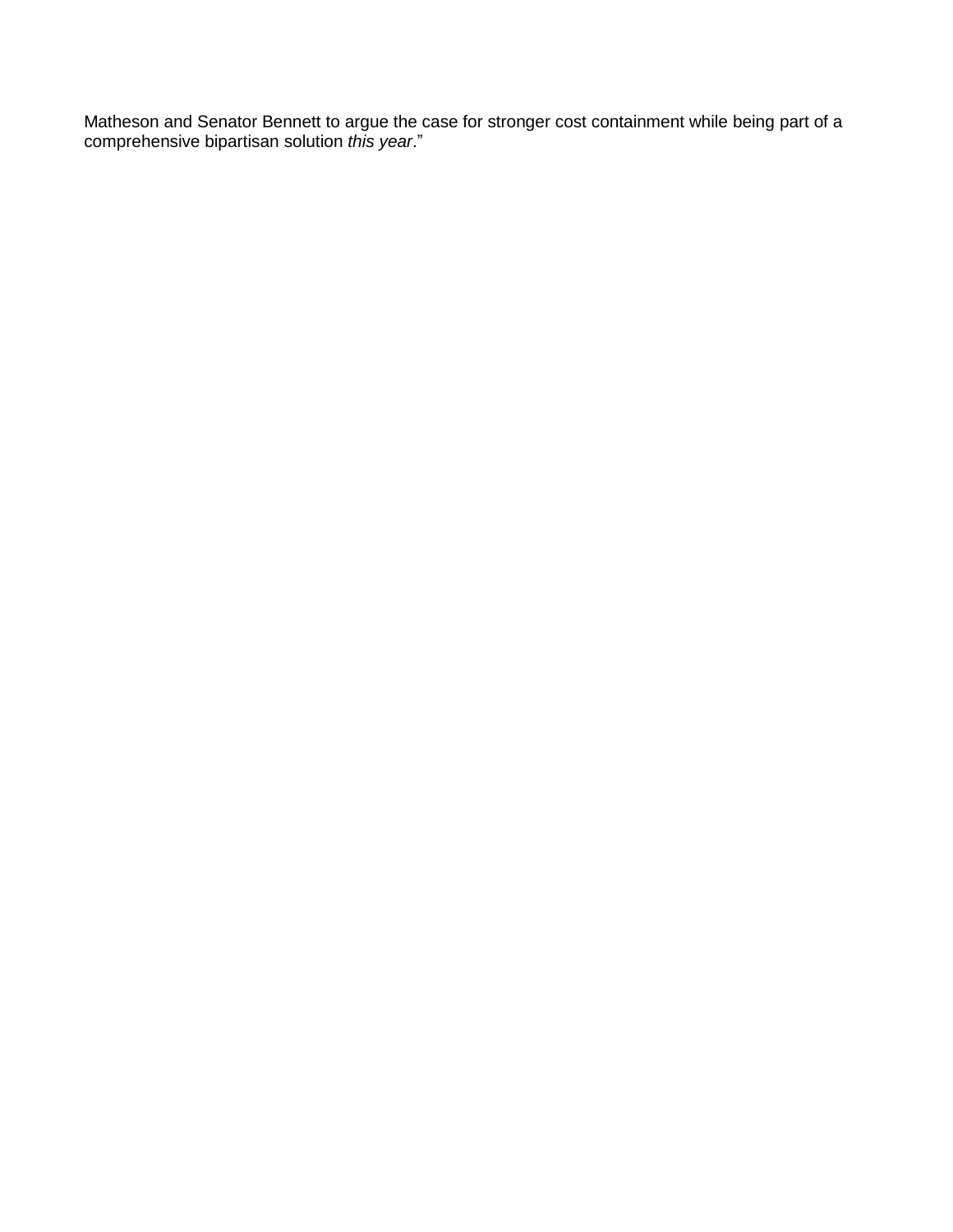Matheson and Senator Bennett to argue the case for stronger cost containment while being part of a comprehensive bipartisan solution *this year*."